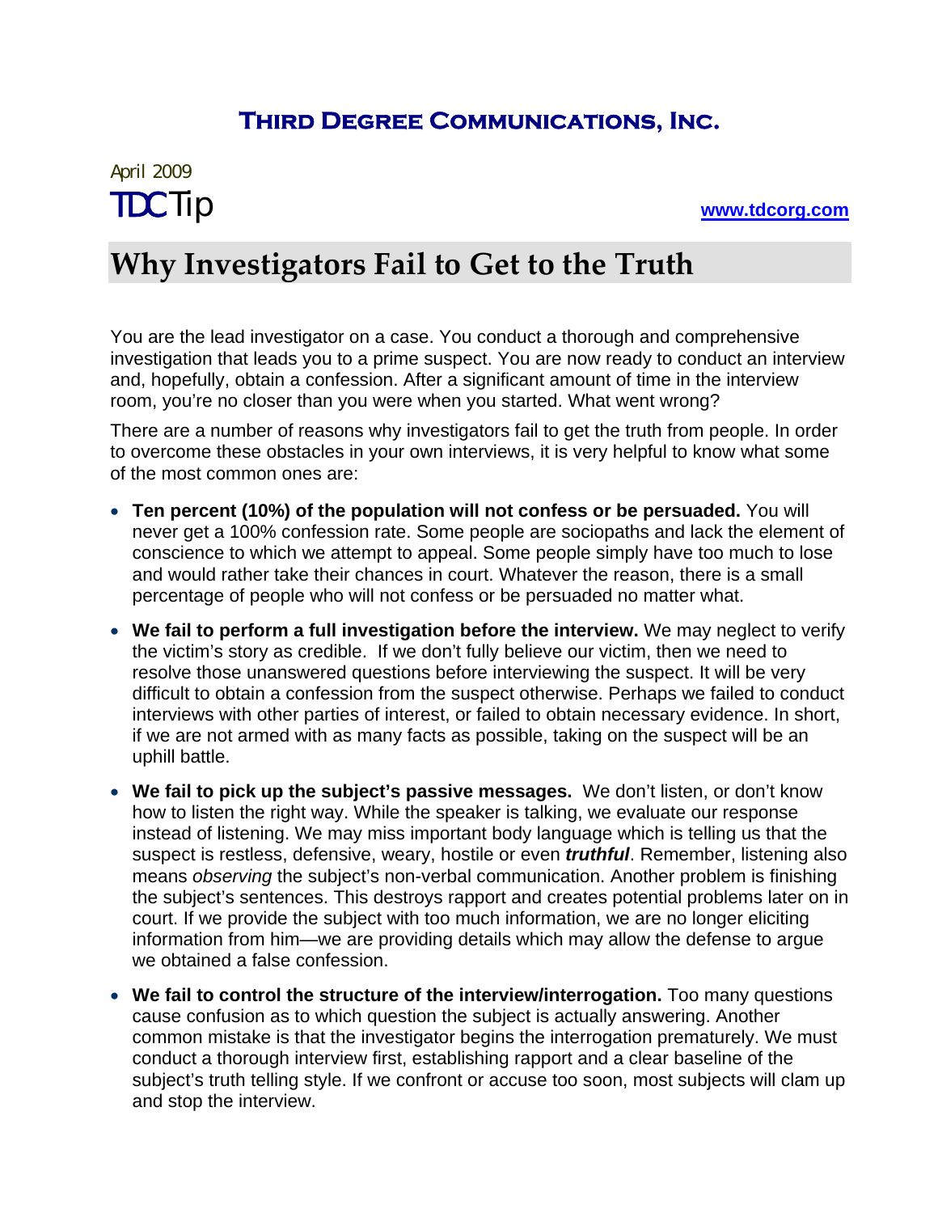**Third Degree Communications, Inc.**

April 2009

TDC Tip

**www.tdcorg.com**

# Why Investigators Fail to Get to the Truth

You are the lead investigator on a case. You conduct a thorough and comprehensive investigation that leads you to a prime suspect. You are now ready to conduct an interview and, hopefully, obtain a confession. After a significant amount of time in the interview room, you're no closer than you were when you started. What went wrong?

There are a number of reasons why investigators fail to get the truth from people. In order to overcome these obstacles in your own interviews, it is very helpful to know what some of the most common ones are:

- **Ten percent (10%) of the population will not confess or be persuaded.** You will never get a 100% confession rate. Some people are sociopaths and lack the element of conscience to which we attempt to appeal. Some people simply have too much to lose and would rather take their chances in court. Whatever the reason, there is a small percentage of people who will not confess or be persuaded no matter what.
- **We fail to perform a full investigation before the interview.** We may neglect to verify the victim's story as credible. If we don't fully believe our victim, then we need to resolve those unanswered questions before interviewing the suspect. It will be very difficult to obtain a confession from the suspect otherwise. Perhaps we failed to conduct interviews with other parties of interest, or failed to obtain necessary evidence. In short, if we are not armed with as many facts as possible, taking on the suspect will be an uphill battle.
- **We fail to pick up the subject's passive messages.** We don't listen, or don't know how to listen the right way. While the speaker is talking, we evaluate our response instead of listening. We may miss important body language which is telling us that the suspect is restless, defensive, weary, hostile or even ***truthful***. Remember, listening also means *observing* the subject's non-verbal communication. Another problem is finishing the subject's sentences. This destroys rapport and creates potential problems later on in court. If we provide the subject with too much information, we are no longer eliciting information from him—we are providing details which may allow the defense to argue we obtained a false confession.
- **We fail to control the structure of the interview/interrogation.** Too many questions cause confusion as to which question the subject is actually answering. Another common mistake is that the investigator begins the interrogation prematurely. We must conduct a thorough interview first, establishing rapport and a clear baseline of the subject's truth telling style. If we confront or accuse too soon, most subjects will clam up and stop the interview.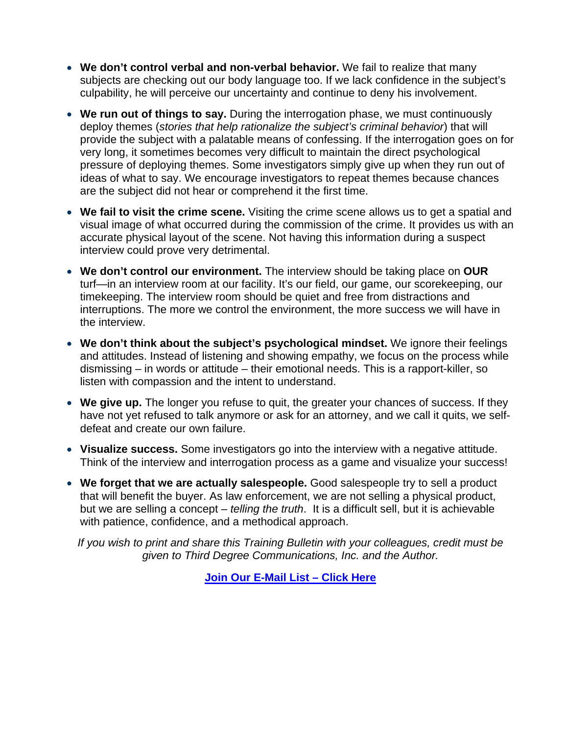- **We don't control verbal and non-verbal behavior.** We fail to realize that many subjects are checking out our body language too. If we lack confidence in the subject's culpability, he will perceive our uncertainty and continue to deny his involvement.

- **We run out of things to say.** During the interrogation phase, we must continuously deploy themes (*stories that help rationalize the subject's criminal behavior*) that will provide the subject with a palatable means of confessing. If the interrogation goes on for very long, it sometimes becomes very difficult to maintain the direct psychological pressure of deploying themes. Some investigators simply give up when they run out of ideas of what to say. We encourage investigators to repeat themes because chances are the subject did not hear or comprehend it the first time.

- **We fail to visit the crime scene.** Visiting the crime scene allows us to get a spatial and visual image of what occurred during the commission of the crime. It provides us with an accurate physical layout of the scene. Not having this information during a suspect interview could prove very detrimental.

- **We don't control our environment.** The interview should be taking place on **OUR** turf—in an interview room at our facility. It's our field, our game, our scorekeeping, our timekeeping. The interview room should be quiet and free from distractions and interruptions. The more we control the environment, the more success we will have in the interview.

- **We don't think about the subject's psychological mindset.** We ignore their feelings and attitudes. Instead of listening and showing empathy, we focus on the process while dismissing – in words or attitude – their emotional needs. This is a rapport-killer, so listen with compassion and the intent to understand.

- **We give up.** The longer you refuse to quit, the greater your chances of success. If they have not yet refused to talk anymore or ask for an attorney, and we call it quits, we self-defeat and create our own failure.

- **Visualize success.** Some investigators go into the interview with a negative attitude. Think of the interview and interrogation process as a game and visualize your success!

- **We forget that we are actually salespeople.** Good salespeople try to sell a product that will benefit the buyer. As law enforcement, we are not selling a physical product, but we are selling a concept – *telling the truth*. It is a difficult sell, but it is achievable with patience, confidence, and a methodical approach.

*If you wish to print and share this Training Bulletin with your colleagues, credit must be given to Third Degree Communications, Inc. and the Author.*

**Join Our E-Mail List – Click Here**